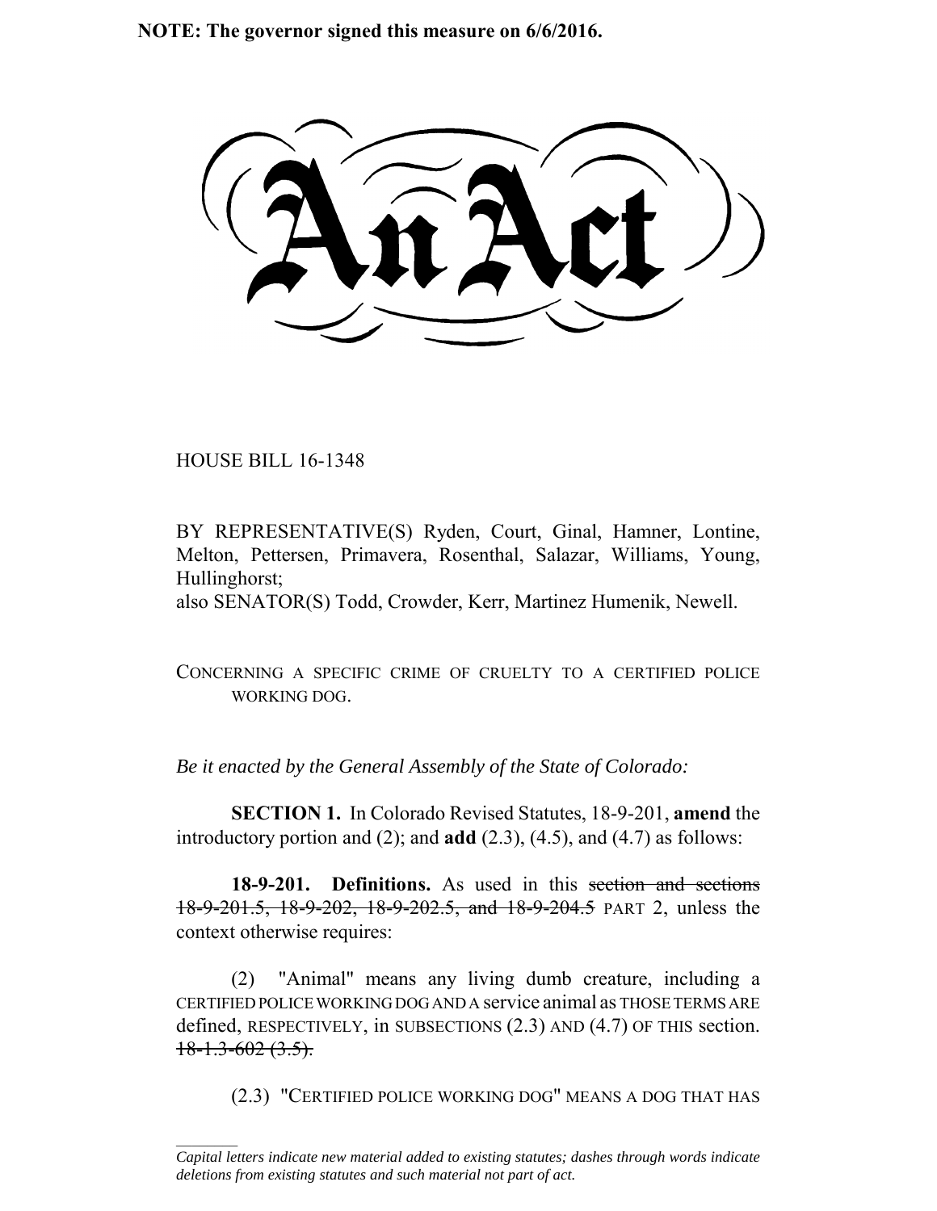**NOTE: The governor signed this measure on 6/6/2016.**

# An Act

HOUSE BILL 16-1348

BY REPRESENTATIVE(S) Ryden, Court, Ginal, Hamner, Lontine, Melton, Pettersen, Primavera, Rosenthal, Salazar, Williams, Young, Hullinghorst;
also SENATOR(S) Todd, Crowder, Kerr, Martinez Humenik, Newell.

CONCERNING A SPECIFIC CRIME OF CRUELTY TO A CERTIFIED POLICE WORKING DOG.

*Be it enacted by the General Assembly of the State of Colorado:*

**SECTION 1.** In Colorado Revised Statutes, 18-9-201, **amend** the introductory portion and (2); and **add** (2.3), (4.5), and (4.7) as follows:

**18-9-201. Definitions.** As used in this ~~section and sections 18-9-201.5, 18-9-202, 18-9-202.5, and 18-9-204.5~~ PART 2, unless the context otherwise requires:

(2) "Animal" means any living dumb creature, including a CERTIFIED POLICE WORKING DOG AND A service animal as THOSE TERMS ARE defined, RESPECTIVELY, in SUBSECTIONS (2.3) AND (4.7) OF THIS section. ~~18-1.3-602 (3.5).~~

(2.3) "CERTIFIED POLICE WORKING DOG" MEANS A DOG THAT HAS

---

*Capital letters indicate new material added to existing statutes; dashes through words indicate deletions from existing statutes and such material not part of act.*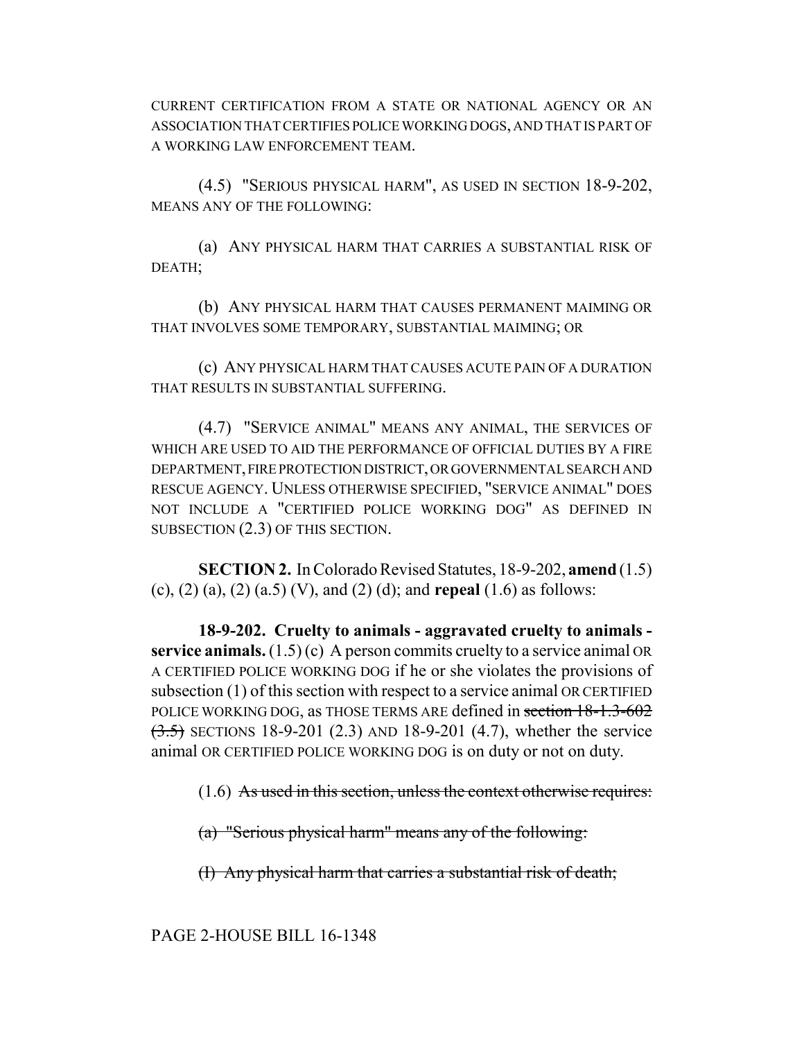CURRENT CERTIFICATION FROM A STATE OR NATIONAL AGENCY OR AN ASSOCIATION THAT CERTIFIES POLICE WORKING DOGS, AND THAT IS PART OF A WORKING LAW ENFORCEMENT TEAM.

(4.5) "SERIOUS PHYSICAL HARM", AS USED IN SECTION 18-9-202, MEANS ANY OF THE FOLLOWING:

(a) ANY PHYSICAL HARM THAT CARRIES A SUBSTANTIAL RISK OF DEATH;

(b) ANY PHYSICAL HARM THAT CAUSES PERMANENT MAIMING OR THAT INVOLVES SOME TEMPORARY, SUBSTANTIAL MAIMING; OR

(c) ANY PHYSICAL HARM THAT CAUSES ACUTE PAIN OF A DURATION THAT RESULTS IN SUBSTANTIAL SUFFERING.

(4.7) "SERVICE ANIMAL" MEANS ANY ANIMAL, THE SERVICES OF WHICH ARE USED TO AID THE PERFORMANCE OF OFFICIAL DUTIES BY A FIRE DEPARTMENT, FIRE PROTECTION DISTRICT, OR GOVERNMENTAL SEARCH AND RESCUE AGENCY. UNLESS OTHERWISE SPECIFIED, "SERVICE ANIMAL" DOES NOT INCLUDE A "CERTIFIED POLICE WORKING DOG" AS DEFINED IN SUBSECTION (2.3) OF THIS SECTION.

**SECTION 2.** In Colorado Revised Statutes, 18-9-202, **amend** (1.5) (c), (2) (a), (2) (a.5) (V), and (2) (d); and **repeal** (1.6) as follows:

**18-9-202. Cruelty to animals - aggravated cruelty to animals - service animals.** (1.5) (c) A person commits cruelty to a service animal OR A CERTIFIED POLICE WORKING DOG if he or she violates the provisions of subsection (1) of this section with respect to a service animal OR CERTIFIED POLICE WORKING DOG, as THOSE TERMS ARE defined in ~~section 18-1.3-602 (3.5)~~ SECTIONS 18-9-201 (2.3) AND 18-9-201 (4.7), whether the service animal OR CERTIFIED POLICE WORKING DOG is on duty or not on duty.

(1.6) ~~As used in this section, unless the context otherwise requires:~~

~~(a) "Serious physical harm" means any of the following:~~

~~(I) Any physical harm that carries a substantial risk of death;~~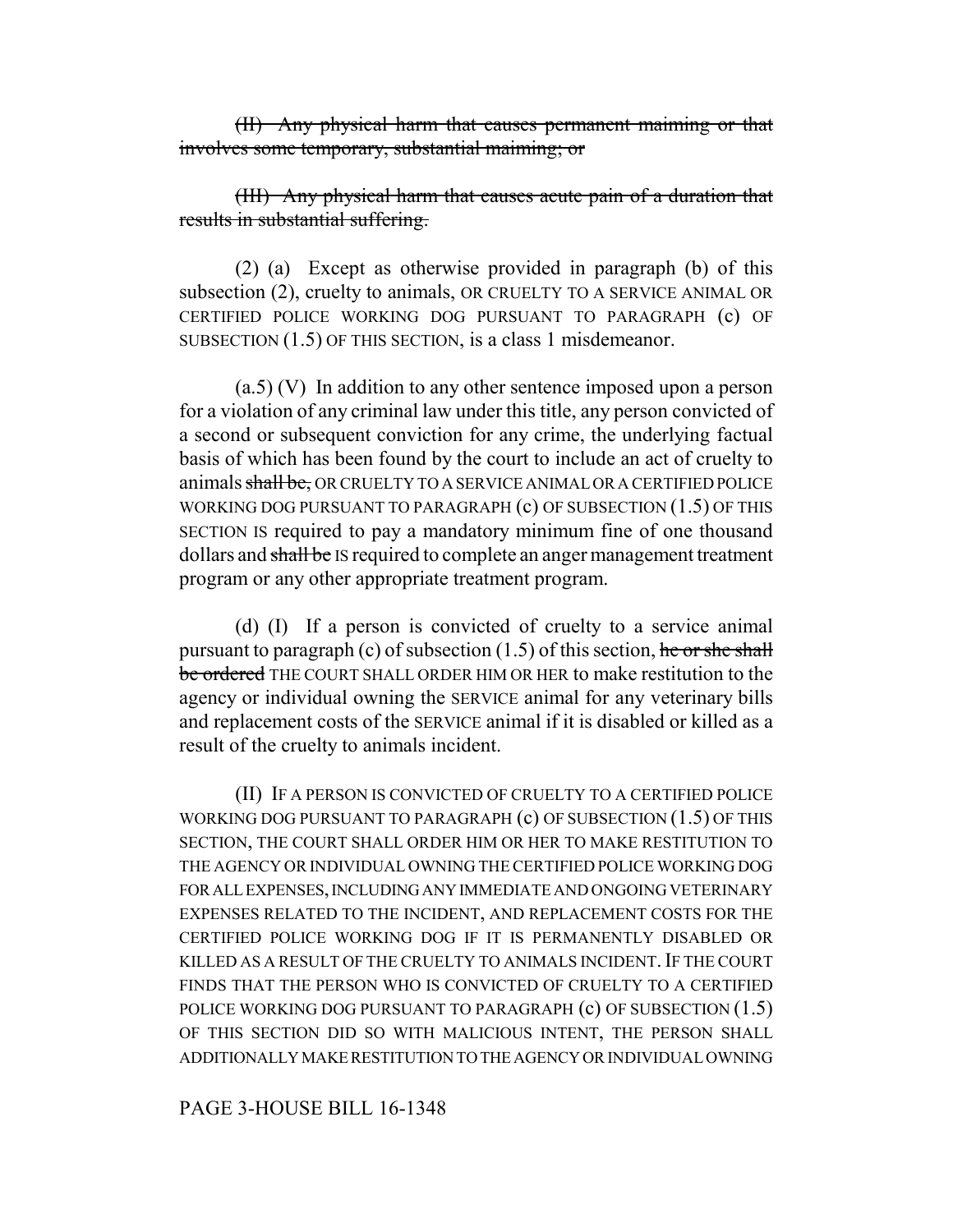~~(II) Any physical harm that causes permanent maiming or that involves some temporary, substantial maiming; or~~

~~(III) Any physical harm that causes acute pain of a duration that results in substantial suffering.~~

(2) (a) Except as otherwise provided in paragraph (b) of this subsection (2), cruelty to animals, OR CRUELTY TO A SERVICE ANIMAL OR CERTIFIED POLICE WORKING DOG PURSUANT TO PARAGRAPH (c) OF SUBSECTION (1.5) OF THIS SECTION, is a class 1 misdemeanor.

(a.5) (V) In addition to any other sentence imposed upon a person for a violation of any criminal law under this title, any person convicted of a second or subsequent conviction for any crime, the underlying factual basis of which has been found by the court to include an act of cruelty to animals ~~shall be,~~ OR CRUELTY TO A SERVICE ANIMAL OR A CERTIFIED POLICE WORKING DOG PURSUANT TO PARAGRAPH (c) OF SUBSECTION (1.5) OF THIS SECTION IS required to pay a mandatory minimum fine of one thousand dollars and ~~shall be~~ IS required to complete an anger management treatment program or any other appropriate treatment program.

(d) (I) If a person is convicted of cruelty to a service animal pursuant to paragraph (c) of subsection (1.5) of this section, ~~he or she shall be ordered~~ THE COURT SHALL ORDER HIM OR HER to make restitution to the agency or individual owning the SERVICE animal for any veterinary bills and replacement costs of the SERVICE animal if it is disabled or killed as a result of the cruelty to animals incident.

(II) IF A PERSON IS CONVICTED OF CRUELTY TO A CERTIFIED POLICE WORKING DOG PURSUANT TO PARAGRAPH (c) OF SUBSECTION (1.5) OF THIS SECTION, THE COURT SHALL ORDER HIM OR HER TO MAKE RESTITUTION TO THE AGENCY OR INDIVIDUAL OWNING THE CERTIFIED POLICE WORKING DOG FOR ALL EXPENSES, INCLUDING ANY IMMEDIATE AND ONGOING VETERINARY EXPENSES RELATED TO THE INCIDENT, AND REPLACEMENT COSTS FOR THE CERTIFIED POLICE WORKING DOG IF IT IS PERMANENTLY DISABLED OR KILLED AS A RESULT OF THE CRUELTY TO ANIMALS INCIDENT. IF THE COURT FINDS THAT THE PERSON WHO IS CONVICTED OF CRUELTY TO A CERTIFIED POLICE WORKING DOG PURSUANT TO PARAGRAPH (c) OF SUBSECTION (1.5) OF THIS SECTION DID SO WITH MALICIOUS INTENT, THE PERSON SHALL ADDITIONALLY MAKE RESTITUTION TO THE AGENCY OR INDIVIDUAL OWNING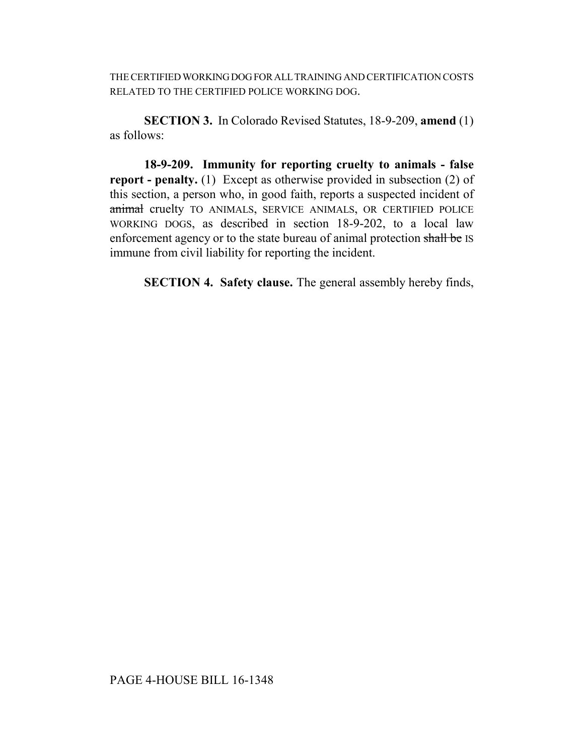THE CERTIFIED WORKING DOG FOR ALL TRAINING AND CERTIFICATION COSTS RELATED TO THE CERTIFIED POLICE WORKING DOG.

**SECTION 3.** In Colorado Revised Statutes, 18-9-209, **amend** (1) as follows:

**18-9-209. Immunity for reporting cruelty to animals - false report - penalty.** (1) Except as otherwise provided in subsection (2) of this section, a person who, in good faith, reports a suspected incident of ~~animal~~ cruelty TO ANIMALS, SERVICE ANIMALS, OR CERTIFIED POLICE WORKING DOGS, as described in section 18-9-202, to a local law enforcement agency or to the state bureau of animal protection ~~shall be~~ IS immune from civil liability for reporting the incident.

**SECTION 4. Safety clause.** The general assembly hereby finds,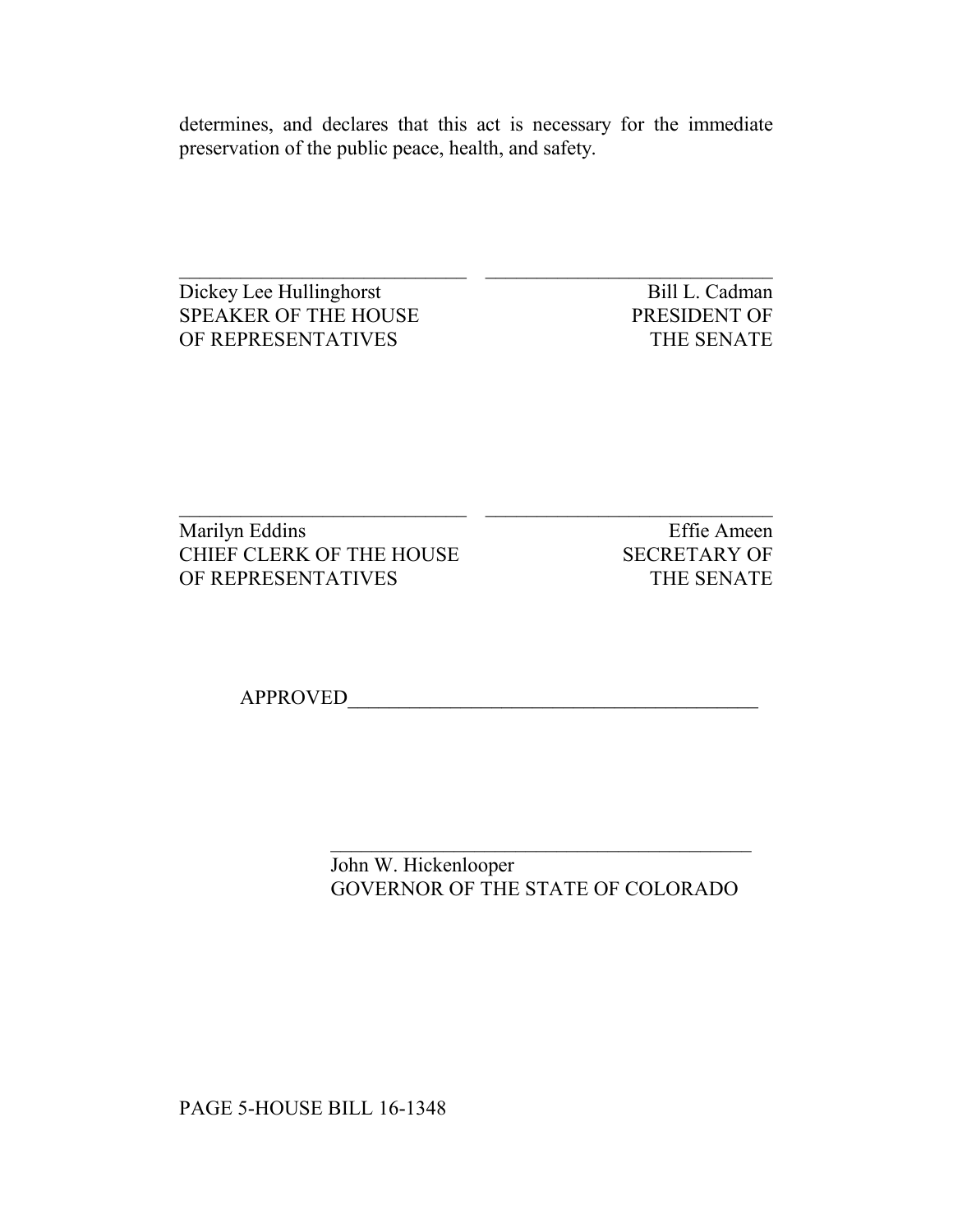determines, and declares that this act is necessary for the immediate preservation of the public peace, health, and safety.

\_\_\_\_\_\_\_\_\_\_\_\_\_\_\_\_\_\_\_\_\_\_\_\_\_\_\_\_\_\_

Dickey Lee Hullinghorst
SPEAKER OF THE HOUSE
OF REPRESENTATIVES

\_\_\_\_\_\_\_\_\_\_\_\_\_\_\_\_\_\_\_\_\_\_\_\_\_\_\_\_\_\_

Bill L. Cadman
PRESIDENT OF
THE SENATE

\_\_\_\_\_\_\_\_\_\_\_\_\_\_\_\_\_\_\_\_\_\_\_\_\_\_\_\_\_\_

Marilyn Eddins
CHIEF CLERK OF THE HOUSE
OF REPRESENTATIVES

\_\_\_\_\_\_\_\_\_\_\_\_\_\_\_\_\_\_\_\_\_\_\_\_\_\_\_\_\_\_

Effie Ameen
SECRETARY OF
THE SENATE

APPROVED\_\_\_\_\_\_\_\_\_\_\_\_\_\_\_\_\_\_\_\_\_\_\_\_\_\_\_\_\_\_\_\_\_\_\_\_\_\_\_\_\_\_

\_\_\_\_\_\_\_\_\_\_\_\_\_\_\_\_\_\_\_\_\_\_\_\_\_\_\_\_\_\_\_\_\_\_\_\_\_\_\_\_\_\_

John W. Hickenlooper
GOVERNOR OF THE STATE OF COLORADO

PAGE 5-HOUSE BILL 16-1348